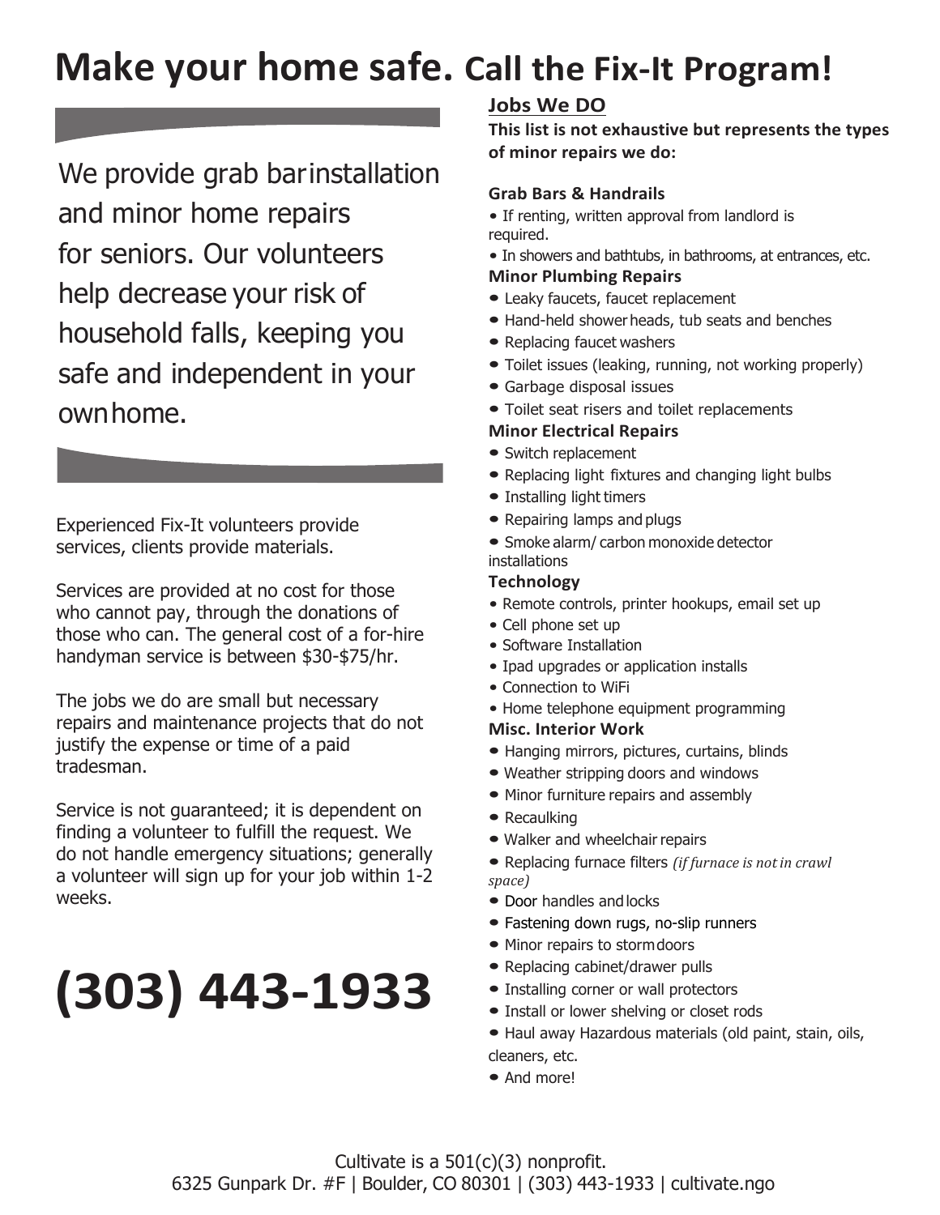# Make your home safe. Call the Fix-It Program!

We provide grab bar installation and minor home repairs for seniors. Our volunteers help decrease your risk of household falls, keeping you safe and independent in your own home.

Experienced Fix-It volunteers provide services, clients provide materials.

Services are provided at no cost for those who cannot pay, through the donations of those who can. The general cost of a for-hire handyman service is between $30-$75/hr.

The jobs we do are small but necessary repairs and maintenance projects that do not justify the expense or time of a paid tradesman.

Service is not guaranteed; it is dependent on finding a volunteer to fulfill the request. We do not handle emergency situations; generally a volunteer will sign up for your job within 1-2 weeks.

# (303) 443-1933

## Jobs We DO

**This list is not exhaustive but represents the types of minor repairs we do:**

### Grab Bars & Handrails

- If renting, written approval from landlord is required.
- In showers and bathtubs, in bathrooms, at entrances, etc.

### Minor Plumbing Repairs

- Leaky faucets, faucet replacement
- Hand-held shower heads, tub seats and benches
- Replacing faucet washers
- Toilet issues (leaking, running, not working properly)
- Garbage disposal issues
- Toilet seat risers and toilet replacements

### Minor Electrical Repairs

- Switch replacement
- Replacing light fixtures and changing light bulbs
- Installing light timers
- Repairing lamps and plugs
- Smoke alarm/ carbon monoxide detector installations

### Technology

- Remote controls, printer hookups, email set up
- Cell phone set up
- Software Installation
- Ipad upgrades or application installs
- Connection to WiFi
- Home telephone equipment programming

### Misc. Interior Work

- Hanging mirrors, pictures, curtains, blinds
- Weather stripping doors and windows
- Minor furniture repairs and assembly
- Recaulking
- Walker and wheelchair repairs
- Replacing furnace filters *(if furnace is not in crawl space)*
- Door handles and locks
- Fastening down rugs, no-slip runners
- Minor repairs to storm doors
- Replacing cabinet/drawer pulls
- Installing corner or wall protectors
- Install or lower shelving or closet rods
- Haul away Hazardous materials (old paint, stain, oils, cleaners, etc.
- And more!

Cultivate is a 501(c)(3) nonprofit.
6325 Gunpark Dr. #F | Boulder, CO 80301 | (303) 443-1933 | cultivate.ngo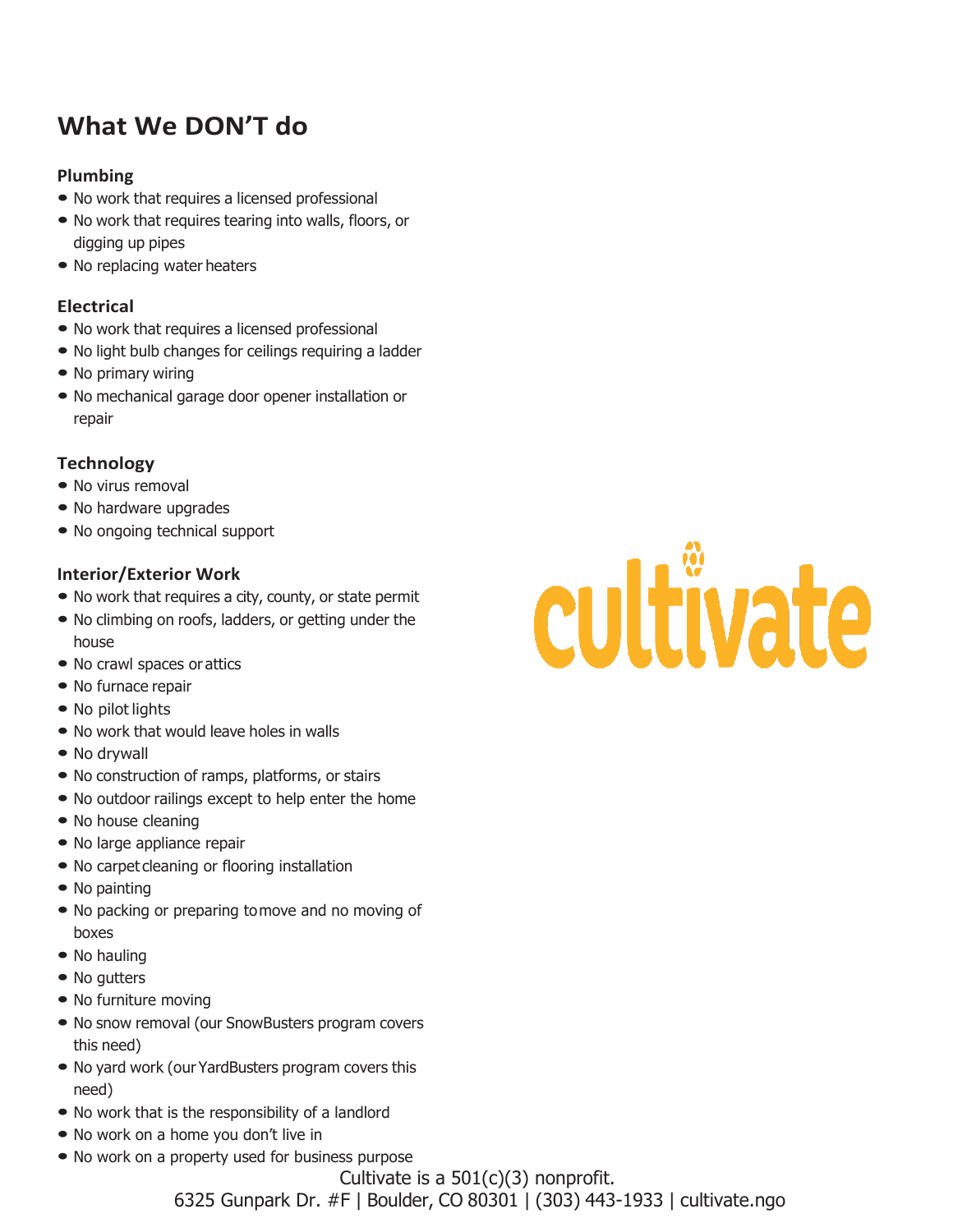## What We DON'T do

### Plumbing

- No work that requires a licensed professional
- No work that requires tearing into walls, floors, or digging up pipes
- No replacing water heaters

### Electrical

- No work that requires a licensed professional
- No light bulb changes for ceilings requiring a ladder
- No primary wiring
- No mechanical garage door opener installation or repair

### Technology

- No virus removal
- No hardware upgrades
- No ongoing technical support

### Interior/Exterior Work

- No work that requires a city, county, or state permit
- No climbing on roofs, ladders, or getting under the house
- No crawl spaces or attics
- No furnace repair
- No pilot lights
- No work that would leave holes in walls
- No drywall
- No construction of ramps, platforms, or stairs
- No outdoor railings except to help enter the home
- No house cleaning
- No large appliance repair
- No carpet cleaning or flooring installation
- No painting
- No packing or preparing to move and no moving of boxes
- No hauling
- No gutters
- No furniture moving
- No snow removal (our SnowBusters program covers this need)
- No yard work (our YardBusters program covers this need)
- No work that is the responsibility of a landlord
- No work on a home you don't live in
- No work on a property used for business purpose

cultivate

Cultivate is a 501(c)(3) nonprofit.
6325 Gunpark Dr. #F | Boulder, CO 80301 | (303) 443-1933 | cultivate.ngo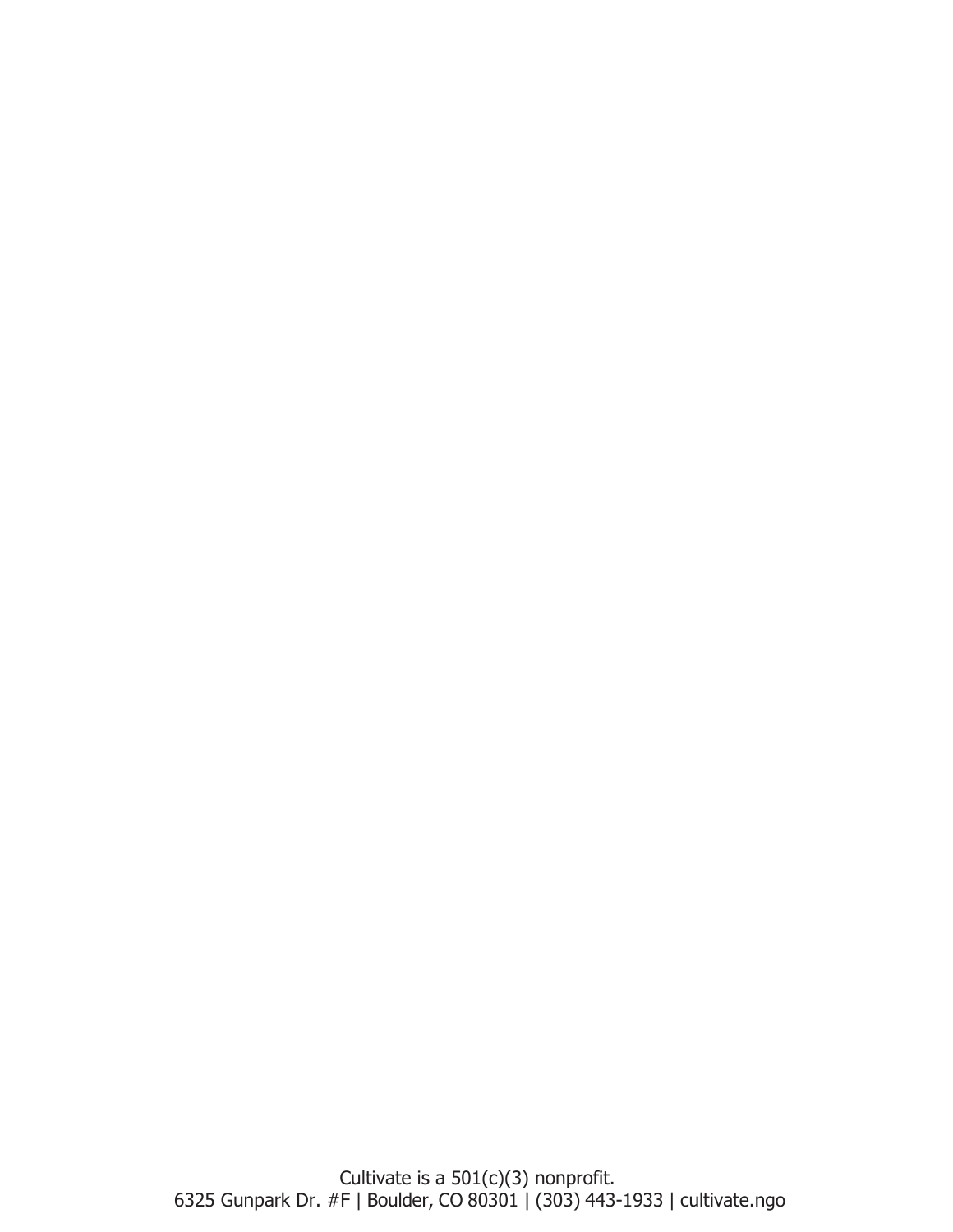Cultivate is a 501(c)(3) nonprofit.
6325 Gunpark Dr. #F | Boulder, CO 80301 | (303) 443-1933 | cultivate.ngo